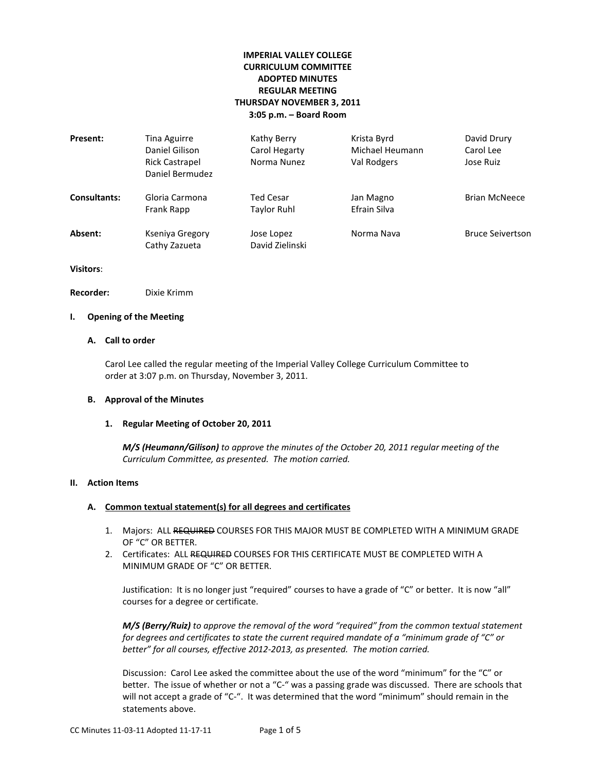**IMPERIAL VALLEY COLLEGE**
**CURRICULUM COMMITTEE**
**ADOPTED MINUTES**
**REGULAR MEETING**
**THURSDAY NOVEMBER 3, 2011**
**3:05 p.m. – Board Room**

| | | | | |
|---|---|---|---|---|
| **Present:** | Tina Aguirre | Kathy Berry | Krista Byrd | David Drury |
| | Daniel Gilison | Carol Hegarty | Michael Heumann | Carol Lee |
| | Rick Castrapel | Norma Nunez | Val Rodgers | Jose Ruiz |
| | Daniel Bermudez | | | |
| **Consultants:** | Gloria Carmona | Ted Cesar | Jan Magno | Brian McNeece |
| | Frank Rapp | Taylor Ruhl | Efrain Silva | |
| **Absent:** | Kseniya Gregory | Jose Lopez | Norma Nava | Bruce Seivertson |
| | Cathy Zazueta | David Zielinski | | |

**Visitors**:

**Recorder:** Dixie Krimm

## I. Opening of the Meeting

### A. Call to order

Carol Lee called the regular meeting of the Imperial Valley College Curriculum Committee to order at 3:07 p.m. on Thursday, November 3, 2011.

### B. Approval of the Minutes

#### 1. Regular Meeting of October 20, 2011

***M/S (Heumann/Gilison)*** *to approve the minutes of the October 20, 2011 regular meeting of the Curriculum Committee, as presented. The motion carried.*

## II. Action Items

### A. Common textual statement(s) for all degrees and certificates

1. Majors: ALL ~~REQUIRED~~ COURSES FOR THIS MAJOR MUST BE COMPLETED WITH A MINIMUM GRADE OF "C" OR BETTER.
2. Certificates: ALL ~~REQUIRED~~ COURSES FOR THIS CERTIFICATE MUST BE COMPLETED WITH A MINIMUM GRADE OF "C" OR BETTER.

Justification: It is no longer just "required" courses to have a grade of "C" or better. It is now "all" courses for a degree or certificate.

***M/S (Berry/Ruiz)*** *to approve the removal of the word "required" from the common textual statement for degrees and certificates to state the current required mandate of a "minimum grade of "C" or better" for all courses, effective 2012-2013, as presented. The motion carried.*

Discussion: Carol Lee asked the committee about the use of the word "minimum" for the "C" or better. The issue of whether or not a "C-" was a passing grade was discussed. There are schools that will not accept a grade of "C-". It was determined that the word "minimum" should remain in the statements above.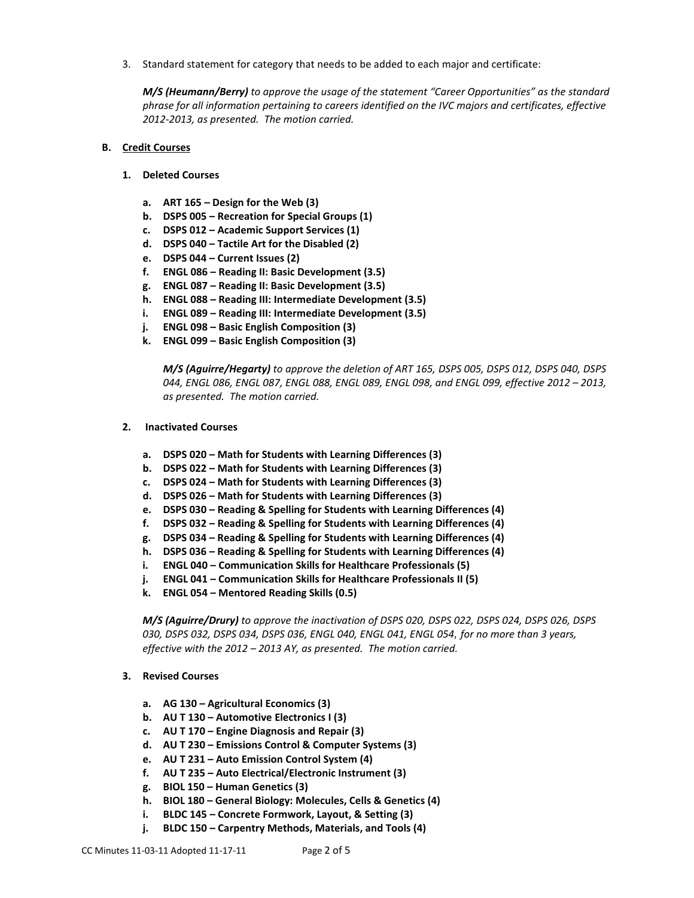3. Standard statement for category that needs to be added to each major and certificate:

   ***M/S (Heumann/Berry)*** *to approve the usage of the statement "Career Opportunities" as the standard phrase for all information pertaining to careers identified on the IVC majors and certificates, effective 2012-2013, as presented. The motion carried.*

**B. <u>Credit Courses</u>**

**1. Deleted Courses**

**a. ART 165 – Design for the Web (3)**
**b. DSPS 005 – Recreation for Special Groups (1)**
**c. DSPS 012 – Academic Support Services (1)**
**d. DSPS 040 – Tactile Art for the Disabled (2)**
**e. DSPS 044 – Current Issues (2)**
**f. ENGL 086 – Reading II: Basic Development (3.5)**
**g. ENGL 087 – Reading II: Basic Development (3.5)**
**h. ENGL 088 – Reading III: Intermediate Development (3.5)**
**i. ENGL 089 – Reading III: Intermediate Development (3.5)**
**j. ENGL 098 – Basic English Composition (3)**
**k. ENGL 099 – Basic English Composition (3)**

***M/S (Aguirre/Hegarty)*** *to approve the deletion of ART 165, DSPS 005, DSPS 012, DSPS 040, DSPS 044, ENGL 086, ENGL 087, ENGL 088, ENGL 089, ENGL 098, and ENGL 099, effective 2012 – 2013, as presented. The motion carried.*

**2. Inactivated Courses**

**a. DSPS 020 – Math for Students with Learning Differences (3)**
**b. DSPS 022 – Math for Students with Learning Differences (3)**
**c. DSPS 024 – Math for Students with Learning Differences (3)**
**d. DSPS 026 – Math for Students with Learning Differences (3)**
**e. DSPS 030 – Reading & Spelling for Students with Learning Differences (4)**
**f. DSPS 032 – Reading & Spelling for Students with Learning Differences (4)**
**g. DSPS 034 – Reading & Spelling for Students with Learning Differences (4)**
**h. DSPS 036 – Reading & Spelling for Students with Learning Differences (4)**
**i. ENGL 040 – Communication Skills for Healthcare Professionals (5)**
**j. ENGL 041 – Communication Skills for Healthcare Professionals II (5)**
**k. ENGL 054 – Mentored Reading Skills (0.5)**

***M/S (Aguirre/Drury)*** *to approve the inactivation of DSPS 020, DSPS 022, DSPS 024, DSPS 026, DSPS 030, DSPS 032, DSPS 034, DSPS 036, ENGL 040, ENGL 041, ENGL 054, for no more than 3 years, effective with the 2012 – 2013 AY, as presented. The motion carried.*

**3. Revised Courses**

**a. AG 130 – Agricultural Economics (3)**
**b. AU T 130 – Automotive Electronics I (3)**
**c. AU T 170 – Engine Diagnosis and Repair (3)**
**d. AU T 230 – Emissions Control & Computer Systems (3)**
**e. AU T 231 – Auto Emission Control System (4)**
**f. AU T 235 – Auto Electrical/Electronic Instrument (3)**
**g. BIOL 150 – Human Genetics (3)**
**h. BIOL 180 – General Biology: Molecules, Cells & Genetics (4)**
**i. BLDC 145 – Concrete Formwork, Layout, & Setting (3)**
**j. BLDC 150 – Carpentry Methods, Materials, and Tools (4)**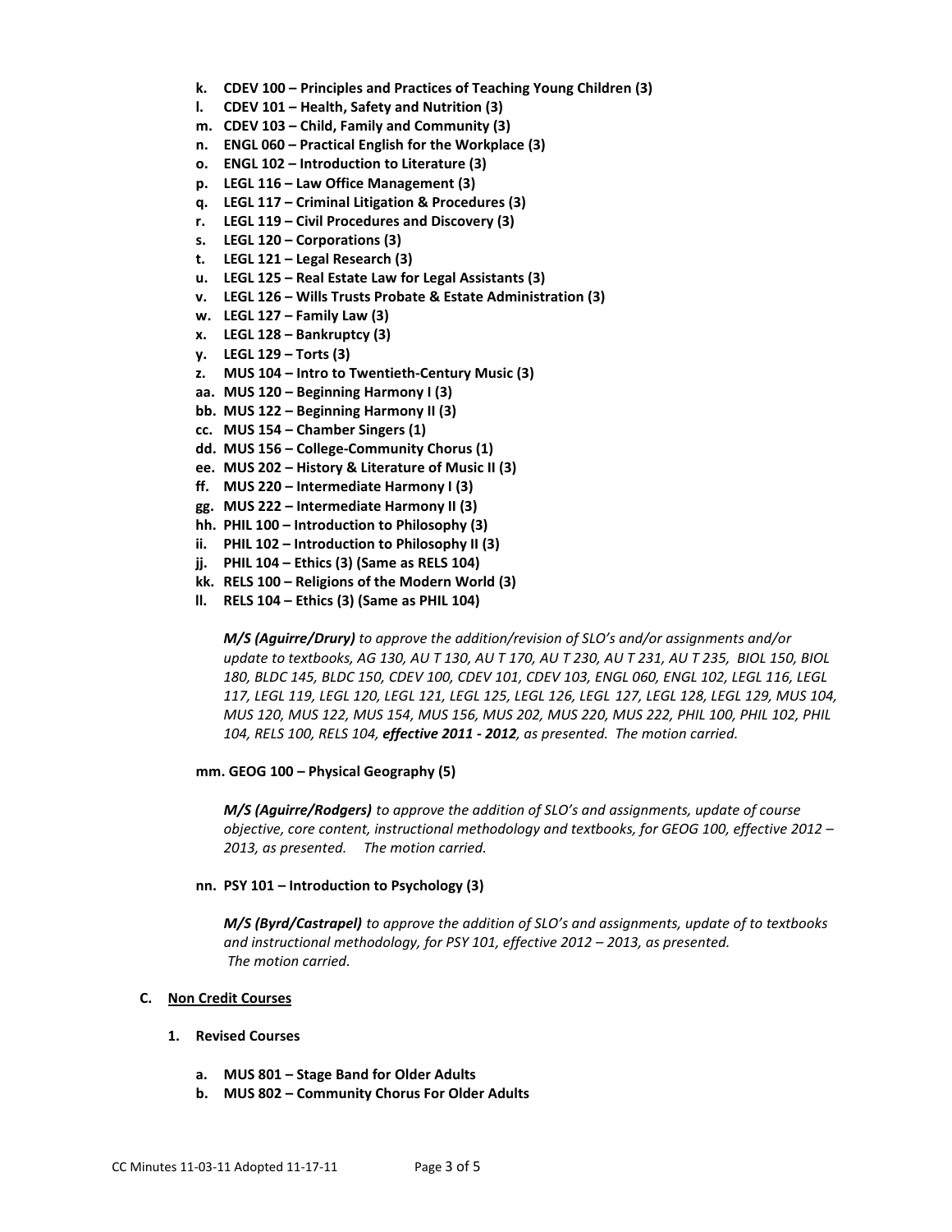- **k. CDEV 100 – Principles and Practices of Teaching Young Children (3)**
- **l. CDEV 101 – Health, Safety and Nutrition (3)**
- **m. CDEV 103 – Child, Family and Community (3)**
- **n. ENGL 060 – Practical English for the Workplace (3)**
- **o. ENGL 102 – Introduction to Literature (3)**
- **p. LEGL 116 – Law Office Management (3)**
- **q. LEGL 117 – Criminal Litigation & Procedures (3)**
- **r. LEGL 119 – Civil Procedures and Discovery (3)**
- **s. LEGL 120 – Corporations (3)**
- **t. LEGL 121 – Legal Research (3)**
- **u. LEGL 125 – Real Estate Law for Legal Assistants (3)**
- **v. LEGL 126 – Wills Trusts Probate & Estate Administration (3)**
- **w. LEGL 127 – Family Law (3)**
- **x. LEGL 128 – Bankruptcy (3)**
- **y. LEGL 129 – Torts (3)**
- **z. MUS 104 – Intro to Twentieth-Century Music (3)**
- **aa. MUS 120 – Beginning Harmony I (3)**
- **bb. MUS 122 – Beginning Harmony II (3)**
- **cc. MUS 154 – Chamber Singers (1)**
- **dd. MUS 156 – College-Community Chorus (1)**
- **ee. MUS 202 – History & Literature of Music II (3)**
- **ff. MUS 220 – Intermediate Harmony I (3)**
- **gg. MUS 222 – Intermediate Harmony II (3)**
- **hh. PHIL 100 – Introduction to Philosophy (3)**
- **ii. PHIL 102 – Introduction to Philosophy II (3)**
- **jj. PHIL 104 – Ethics (3) (Same as RELS 104)**
- **kk. RELS 100 – Religions of the Modern World (3)**
- **ll. RELS 104 – Ethics (3) (Same as PHIL 104)**

*M/S (Aguirre/Drury) to approve the addition/revision of SLO's and/or assignments and/or update to textbooks, AG 130, AU T 130, AU T 170, AU T 230, AU T 231, AU T 235, BIOL 150, BIOL 180, BLDC 145, BLDC 150, CDEV 100, CDEV 101, CDEV 103, ENGL 060, ENGL 102, LEGL 116, LEGL 117, LEGL 119, LEGL 120, LEGL 121, LEGL 125, LEGL 126, LEGL 127, LEGL 128, LEGL 129, MUS 104, MUS 120, MUS 122, MUS 154, MUS 156, MUS 202, MUS 220, MUS 222, PHIL 100, PHIL 102, PHIL 104, RELS 100, RELS 104, **effective 2011 - 2012**, as presented. The motion carried.*

**mm. GEOG 100 – Physical Geography (5)**

*M/S (Aguirre/Rodgers) to approve the addition of SLO's and assignments, update of course objective, core content, instructional methodology and textbooks, for GEOG 100, effective 2012 – 2013, as presented. The motion carried.*

**nn. PSY 101 – Introduction to Psychology (3)**

*M/S (Byrd/Castrapel) to approve the addition of SLO's and assignments, update of to textbooks and instructional methodology, for PSY 101, effective 2012 – 2013, as presented. The motion carried.*

## C. Non Credit Courses

### 1. Revised Courses

- **a. MUS 801 – Stage Band for Older Adults**
- **b. MUS 802 – Community Chorus For Older Adults**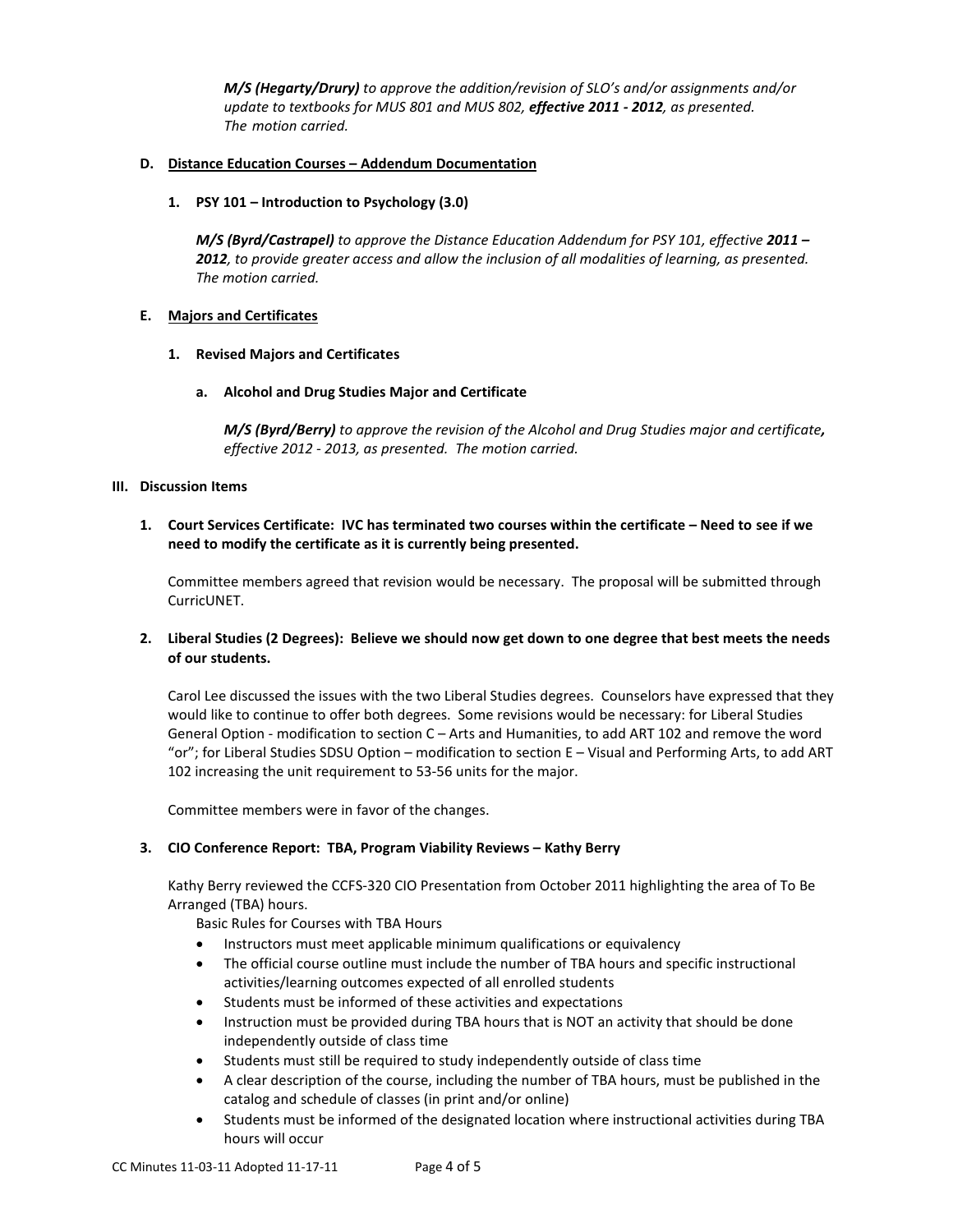*M/S (Hegarty/Drury) to approve the addition/revision of SLO's and/or assignments and/or update to textbooks for MUS 801 and MUS 802, **effective 2011 - 2012**, as presented. The motion carried.*

**D. Distance Education Courses – Addendum Documentation**

**1. PSY 101 – Introduction to Psychology (3.0)**

*M/S (Byrd/Castrapel) to approve the Distance Education Addendum for PSY 101, effective **2011 – 2012**, to provide greater access and allow the inclusion of all modalities of learning, as presented. The motion carried.*

**E. Majors and Certificates**

**1. Revised Majors and Certificates**

**a. Alcohol and Drug Studies Major and Certificate**

*M/S (Byrd/Berry) to approve the revision of the Alcohol and Drug Studies major and certificate, effective 2012 - 2013, as presented. The motion carried.*

## III. Discussion Items

**1. Court Services Certificate: IVC has terminated two courses within the certificate – Need to see if we need to modify the certificate as it is currently being presented.**

Committee members agreed that revision would be necessary. The proposal will be submitted through CurricUNET.

**2. Liberal Studies (2 Degrees): Believe we should now get down to one degree that best meets the needs of our students.**

Carol Lee discussed the issues with the two Liberal Studies degrees. Counselors have expressed that they would like to continue to offer both degrees. Some revisions would be necessary: for Liberal Studies General Option - modification to section C – Arts and Humanities, to add ART 102 and remove the word "or"; for Liberal Studies SDSU Option – modification to section E – Visual and Performing Arts, to add ART 102 increasing the unit requirement to 53-56 units for the major.

Committee members were in favor of the changes.

**3. CIO Conference Report: TBA, Program Viability Reviews – Kathy Berry**

Kathy Berry reviewed the CCFS-320 CIO Presentation from October 2011 highlighting the area of To Be Arranged (TBA) hours.

Basic Rules for Courses with TBA Hours

- Instructors must meet applicable minimum qualifications or equivalency
- The official course outline must include the number of TBA hours and specific instructional activities/learning outcomes expected of all enrolled students
- Students must be informed of these activities and expectations
- Instruction must be provided during TBA hours that is NOT an activity that should be done independently outside of class time
- Students must still be required to study independently outside of class time
- A clear description of the course, including the number of TBA hours, must be published in the catalog and schedule of classes (in print and/or online)
- Students must be informed of the designated location where instructional activities during TBA hours will occur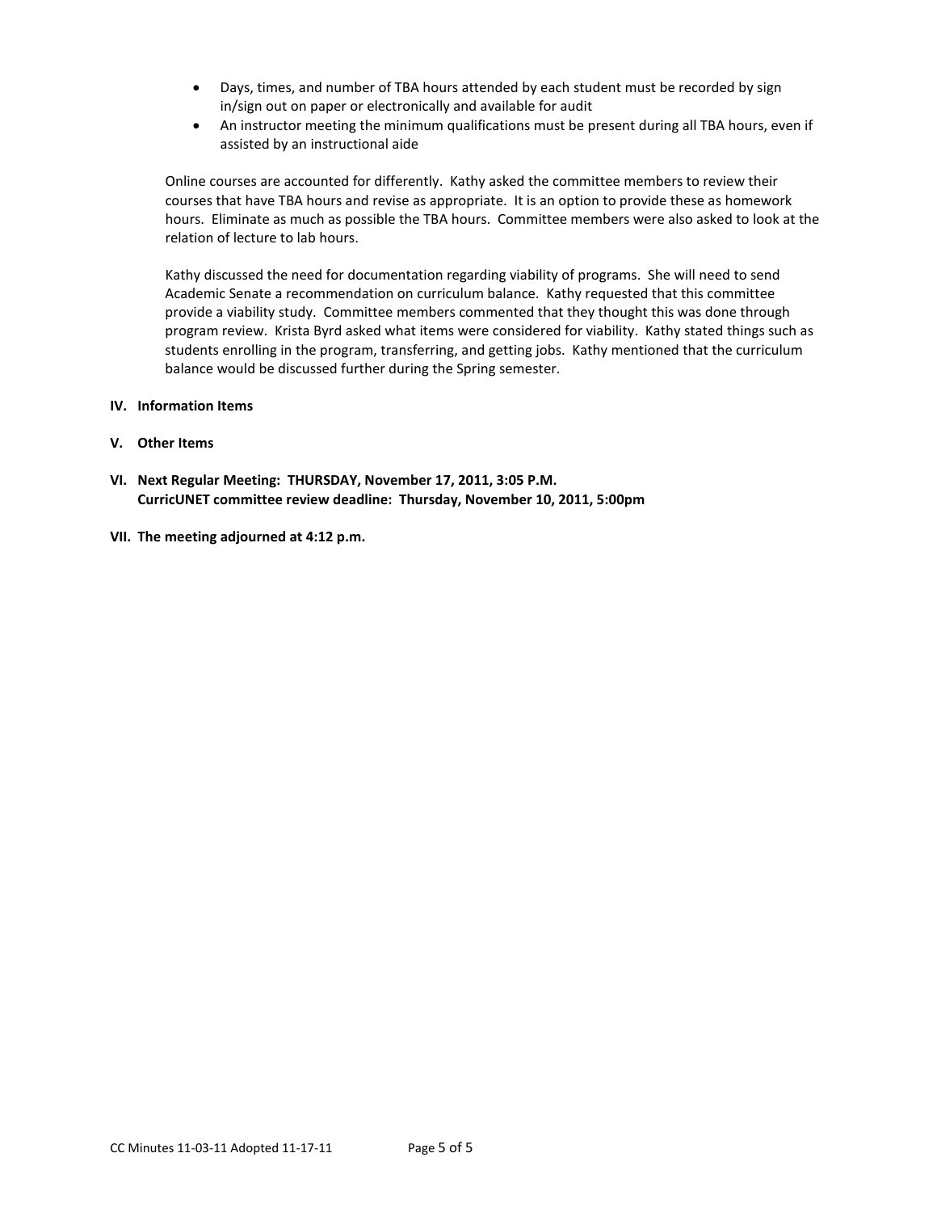- Days, times, and number of TBA hours attended by each student must be recorded by sign in/sign out on paper or electronically and available for audit
- An instructor meeting the minimum qualifications must be present during all TBA hours, even if assisted by an instructional aide

Online courses are accounted for differently. Kathy asked the committee members to review their courses that have TBA hours and revise as appropriate. It is an option to provide these as homework hours. Eliminate as much as possible the TBA hours. Committee members were also asked to look at the relation of lecture to lab hours.

Kathy discussed the need for documentation regarding viability of programs. She will need to send Academic Senate a recommendation on curriculum balance. Kathy requested that this committee provide a viability study. Committee members commented that they thought this was done through program review. Krista Byrd asked what items were considered for viability. Kathy stated things such as students enrolling in the program, transferring, and getting jobs. Kathy mentioned that the curriculum balance would be discussed further during the Spring semester.

**IV. Information Items**

**V. Other Items**

**VI. Next Regular Meeting: THURSDAY, November 17, 2011, 3:05 P.M.**
**CurricUNET committee review deadline: Thursday, November 10, 2011, 5:00pm**

**VII. The meeting adjourned at 4:12 p.m.**